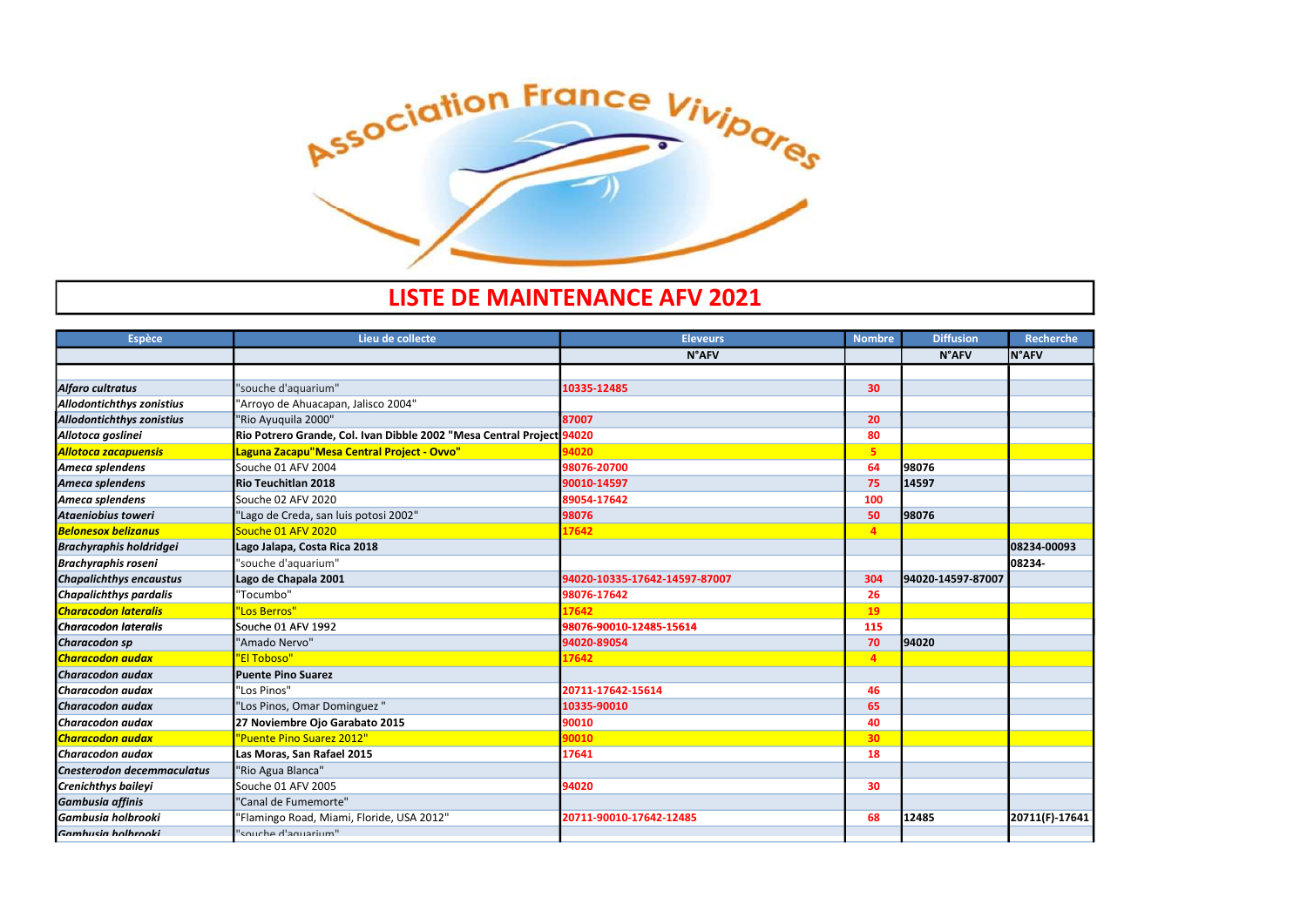Association France Vivipares

# LISTE DE MAINTENANCE AFV 2021

| Espèce | Lieu de collecte | Eleveurs | Nombre | Diffusion | Recherche |
|---|---|---|---|---|---|
| | | N°AFV | | N°AFV | N°AFV |
| | | | | | |
| *Alfaro cultratus* | "souche d'aquarium" | 10335-12485 | 30 | | |
| *Allodontichthys zonistius* | "Arroyo de Ahuacapan, Jalisco 2004" | | | | |
| *Allodontichthys zonistius* | "Rio Ayuquila 2000" | 87007 | 20 | | |
| *Allotoca goslinei* | Rio Potrero Grande, Col. Ivan Dibble 2002 "Mesa Central Project | 94020 | 80 | | |
| *Allotoca zacapuensis* | Laguna Zacapu"Mesa Central Project - Ovvo" | 94020 | 5 | | |
| *Ameca splendens* | Souche 01 AFV 2004 | 98076-20700 | 64 | 98076 | |
| *Ameca splendens* | Rio Teuchitlan 2018 | 90010-14597 | 75 | 14597 | |
| *Ameca splendens* | Souche 02 AFV 2020 | 89054-17642 | 100 | | |
| *Ataeniobius toweri* | "Lago de Creda, san luis potosi 2002" | 98076 | 50 | 98076 | |
| *Belonesox belizanus* | Souche 01 AFV 2020 | 17642 | 4 | | |
| *Brachyraphis holdridgei* | Lago Jalapa, Costa Rica 2018 | | | | 08234-00093 |
| *Brachyraphis roseni* | "souche d'aquarium" | | | | 08234- |
| *Chapalichthys encaustus* | Lago de Chapala 2001 | 94020-10335-17642-14597-87007 | 304 | 94020-14597-87007 | |
| *Chapalichthys pardalis* | "Tocumbo" | 98076-17642 | 26 | | |
| *Characodon lateralis* | "Los Berros" | 17642 | 19 | | |
| *Characodon lateralis* | Souche 01 AFV 1992 | 98076-90010-12485-15614 | 115 | | |
| *Characodon sp* | "Amado Nervo" | 94020-89054 | 70 | 94020 | |
| *Characodon audax* | "El Toboso" | 17642 | 4 | | |
| *Characodon audax* | Puente Pino Suarez | | | | |
| *Characodon audax* | "Los Pinos" | 20711-17642-15614 | 46 | | |
| *Characodon audax* | "Los Pinos, Omar Dominguez " | 10335-90010 | 65 | | |
| *Characodon audax* | 27 Noviembre Ojo Garabato 2015 | 90010 | 40 | | |
| *Characodon audax* | "Puente Pino Suarez 2012" | 90010 | 30 | | |
| *Characodon audax* | Las Moras, San Rafael 2015 | 17641 | 18 | | |
| *Cnesterodon decemmaculatus* | "Rio Agua Blanca" | | | | |
| *Crenichthys baileyi* | Souche 01 AFV 2005 | 94020 | 30 | | |
| *Gambusia affinis* | "Canal de Fumemorte" | | | | |
| *Gambusia holbrooki* | "Flamingo Road, Miami, Floride, USA 2012" | 20711-90010-17642-12485 | 68 | 12485 | 20711(F)-17641 |
| *Gambusia holbrooki* | "souche d'aquarium" | | | | |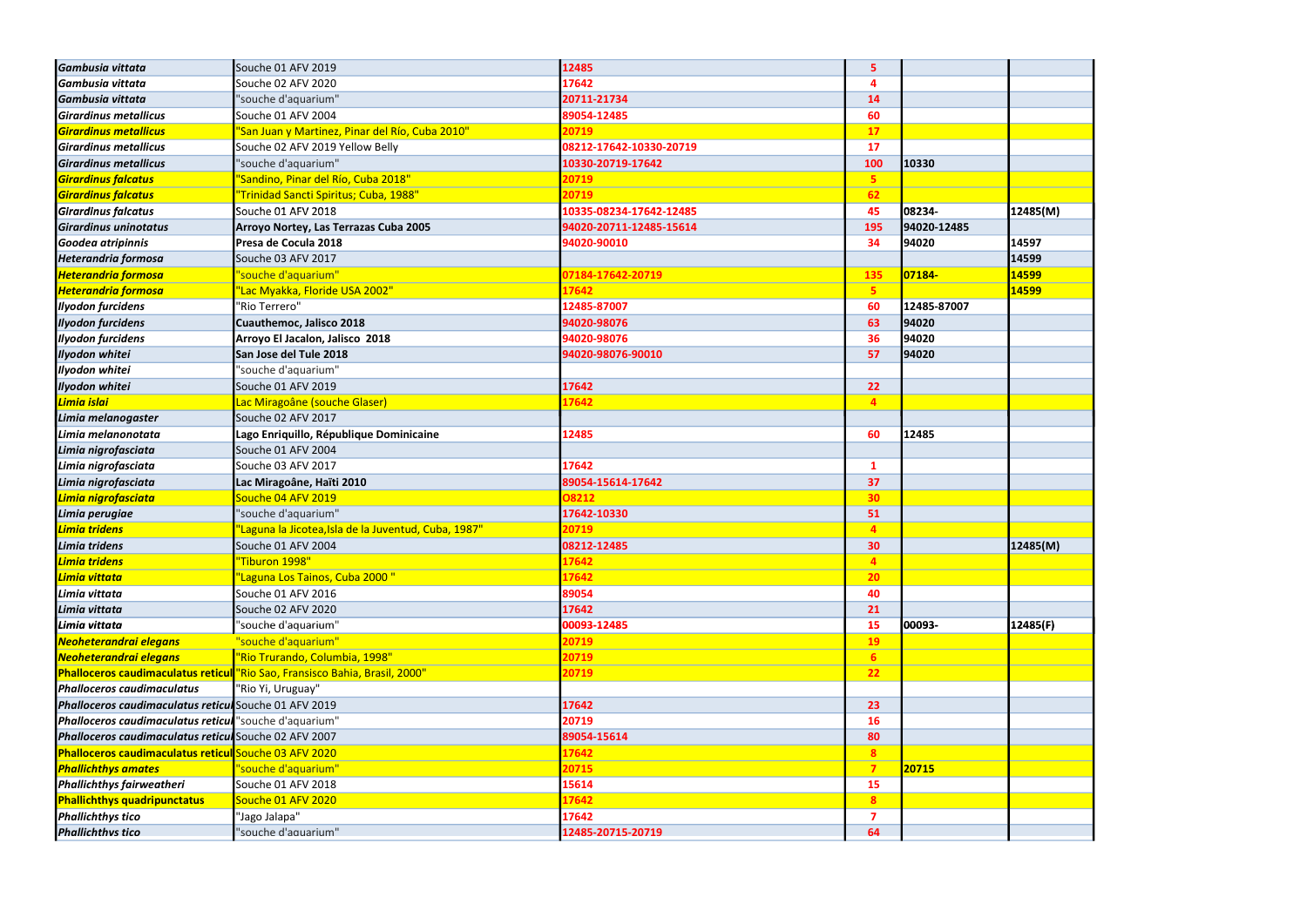| | | | | | |
|---|---|---|---|---|---|
| *Gambusia vittata* | Souche 01 AFV 2019 | 12485 | 5 | | |
| *Gambusia vittata* | Souche 02 AFV 2020 | 17642 | 4 | | |
| *Gambusia vittata* | "souche d'aquarium" | 20711-21734 | 14 | | |
| *Girardinus metallicus* | Souche 01 AFV 2004 | 89054-12485 | 60 | | |
| *Girardinus metallicus* | "San Juan y Martinez, Pinar del Río, Cuba 2010" | 20719 | 17 | | |
| *Girardinus metallicus* | Souche 02 AFV 2019 Yellow Belly | 08212-17642-10330-20719 | 17 | | |
| *Girardinus metallicus* | "souche d'aquarium" | 10330-20719-17642 | 100 | 10330 | |
| *Girardinus falcatus* | "Sandino, Pinar del Río, Cuba 2018" | 20719 | 5 | | |
| *Girardinus falcatus* | "Trinidad Sancti Spiritus; Cuba, 1988" | 20719 | 62 | | |
| *Girardinus falcatus* | Souche 01 AFV 2018 | 10335-08234-17642-12485 | 45 | 08234- | 12485(M) |
| *Girardinus uninotatus* | **Arroyo Nortey, Las Terrazas Cuba 2005** | 94020-20711-12485-15614 | 195 | 94020-12485 | |
| *Goodea atripinnis* | **Presa de Cocula 2018** | 94020-90010 | 34 | 94020 | 14597 |
| *Heterandria formosa* | Souche 03 AFV 2017 | | | | 14599 |
| *Heterandria formosa* | "souche d'aquarium" | 07184-17642-20719 | 135 | 07184- | 14599 |
| *Heterandria formosa* | "Lac Myakka, Floride USA 2002" | 17642 | 5 | | 14599 |
| *Ilyodon furcidens* | "Rio Terrero" | 12485-87007 | 60 | 12485-87007 | |
| *Ilyodon furcidens* | **Cuauthemoc, Jalisco 2018** | 94020-98076 | 63 | 94020 | |
| *Ilyodon furcidens* | **Arroyo El Jacalon, Jalisco 2018** | 94020-98076 | 36 | 94020 | |
| *Ilyodon whitei* | **San Jose del Tule 2018** | 94020-98076-90010 | 57 | 94020 | |
| *Ilyodon whitei* | "souche d'aquarium" | | | | |
| *Ilyodon whitei* | Souche 01 AFV 2019 | 17642 | 22 | | |
| *Limia islai* | Lac Miragoâne (souche Glaser) | 17642 | 4 | | |
| *Limia melanogaster* | Souche 02 AFV 2017 | | | | |
| *Limia melanonotata* | **Lago Enriquillo, République Dominicaine** | 12485 | 60 | 12485 | |
| *Limia nigrofasciata* | Souche 01 AFV 2004 | | | | |
| *Limia nigrofasciata* | Souche 03 AFV 2017 | 17642 | 1 | | |
| *Limia nigrofasciata* | **Lac Miragoâne, Haïti 2010** | 89054-15614-17642 | 37 | | |
| *Limia nigrofasciata* | Souche 04 AFV 2019 | O8212 | 30 | | |
| *Limia perugiae* | "souche d'aquarium" | 17642-10330 | 51 | | |
| *Limia tridens* | "Laguna la Jicotea,Isla de la Juventud, Cuba, 1987" | 20719 | 4 | | |
| *Limia tridens* | Souche 01 AFV 2004 | 08212-12485 | 30 | | 12485(M) |
| *Limia tridens* | "Tiburon 1998" | 17642 | 4 | | |
| *Limia vittata* | "Laguna Los Tainos, Cuba 2000 " | 17642 | 20 | | |
| *Limia vittata* | Souche 01 AFV 2016 | 89054 | 40 | | |
| *Limia vittata* | Souche 02 AFV 2020 | 17642 | 21 | | |
| *Limia vittata* | "souche d'aquarium" | 00093-12485 | 15 | 00093- | 12485(F) |
| *Neoheterandrai elegans* | "souche d'aquarium" | 20719 | 19 | | |
| *Neoheterandrai elegans* | "Rio Trurando, Columbia, 1998" | 20719 | 6 | | |
| **Phalloceros caudimaculatus reticul** | "Rio Sao, Fransisco Bahia, Brasil, 2000" | 20719 | 22 | | |
| *Phalloceros caudimaculatus* | "Rio Yi, Uruguay" | | | | |
| *Phalloceros caudimaculatus reticul* | Souche 01 AFV 2019 | 17642 | 23 | | |
| *Phalloceros caudimaculatus reticul* | "souche d'aquarium" | 20719 | 16 | | |
| *Phalloceros caudimaculatus reticul* | Souche 02 AFV 2007 | 89054-15614 | 80 | | |
| **Phalloceros caudimaculatus reticul** | Souche 03 AFV 2020 | 17642 | 8 | | |
| *Phallichthys amates* | "souche d'aquarium" | 20715 | 7 | 20715 | |
| *Phallichthys fairweatheri* | Souche 01 AFV 2018 | 15614 | 15 | | |
| **Phallichthys quadripunctatus** | Souche 01 AFV 2020 | 17642 | 8 | | |
| *Phallichthys tico* | "Jago Jalapa" | 17642 | 7 | | |
| *Phallichthys tico* | "souche d'aquarium" | 12485-20715-20719 | 64 | | |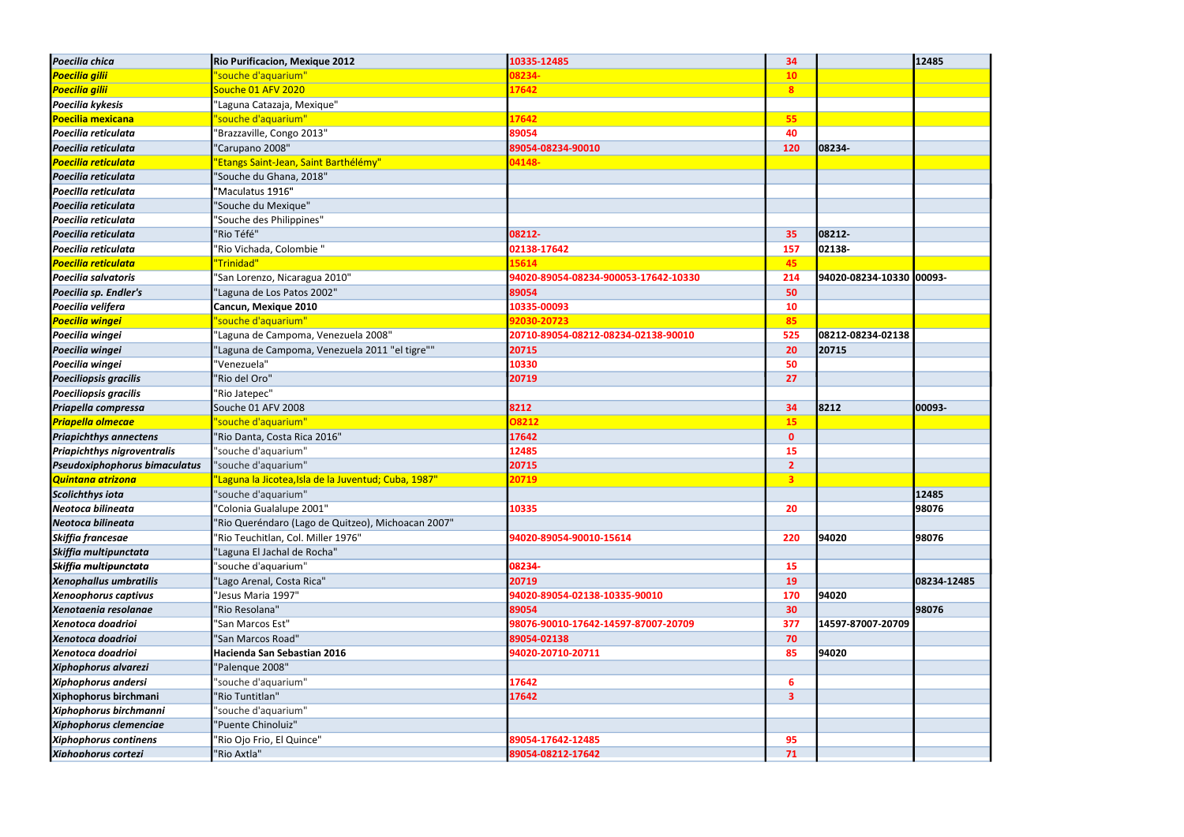| | | | | | |
|---|---|---|---|---|---|
| *Poecilia chica* | Rio Purificacion, Mexique 2012 | 10335-12485 | 34 | | 12485 |
| *Poecilia gilii* | "souche d'aquarium" | 08234- | 10 | | |
| *Poecilia gilii* | Souche 01 AFV 2020 | 17642 | 8 | | |
| *Poecilia kykesis* | "Laguna Catazaja, Mexique" | | | | |
| **Poecilia mexicana** | "souche d'aquarium" | 17642 | 55 | | |
| *Poecilia reticulata* | "Brazzaville, Congo 2013" | 89054 | 40 | | |
| *Poecilia reticulata* | "Carupano 2008" | 89054-08234-90010 | 120 | 08234- | |
| *Poecilia reticulata* | "Etangs Saint-Jean, Saint Barthélémy" | 04148- | | | |
| *Poecilia reticulata* | "Souche du Ghana, 2018" | | | | |
| *Poecilia reticulata* | "Maculatus 1916" | | | | |
| *Poecilia reticulata* | "Souche du Mexique" | | | | |
| *Poecilia reticulata* | "Souche des Philippines" | | | | |
| *Poecilia reticulata* | "Rio Téfé" | 08212- | 35 | 08212- | |
| *Poecilia reticulata* | "Rio Vichada, Colombie " | 02138-17642 | 157 | 02138- | |
| *Poecilia reticulata* | "Trinidad" | 15614 | 45 | | |
| *Poecilia salvatoris* | "San Lorenzo, Nicaragua 2010" | 94020-89054-08234-900053-17642-10330 | 214 | 94020-08234-10330 | 00093- |
| *Poecilia sp. Endler's* | "Laguna de Los Patos 2002" | 89054 | 50 | | |
| *Poecilia velifera* | Cancun, Mexique 2010 | 10335-00093 | 10 | | |
| *Poecilia wingei* | "souche d'aquarium" | 92030-20723 | 85 | | |
| *Poecilia wingei* | "Laguna de Campoma, Venezuela 2008" | 20710-89054-08212-08234-02138-90010 | 525 | 08212-08234-02138 | |
| *Poecilia wingei* | "Laguna de Campoma, Venezuela 2011 "el tigre"" | 20715 | 20 | 20715 | |
| *Poecilia wingei* | "Venezuela" | 10330 | 50 | | |
| *Poeciliopsis gracilis* | "Rio del Oro" | 20719 | 27 | | |
| *Poeciliopsis gracilis* | "Rio Jatepec" | | | | |
| *Priapella compressa* | Souche 01 AFV 2008 | 8212 | 34 | 8212 | 00093- |
| *Priapella olmecae* | "souche d'aquarium" | O8212 | 15 | | |
| *Priapichthys annectens* | "Rio Danta, Costa Rica 2016" | 17642 | 0 | | |
| *Priapichthys nigroventralis* | "souche d'aquarium" | 12485 | 15 | | |
| *Pseudoxiphophorus bimaculatus* | "souche d'aquarium" | 20715 | 2 | | |
| *Quintana atrizona* | "Laguna la Jicotea,Isla de la Juventud; Cuba, 1987" | 20719 | 3 | | |
| *Scolichthys iota* | "souche d'aquarium" | | | | 12485 |
| *Neotoca bilineata* | "Colonia Gualalupe 2001" | 10335 | 20 | | 98076 |
| *Neotoca bilineata* | "Rio Queréndaro (Lago de Quitzeo), Michoacan 2007" | | | | |
| *Skiffia francesae* | "Rio Teuchitlan, Col. Miller 1976" | 94020-89054-90010-15614 | 220 | 94020 | 98076 |
| *Skiffia multipunctata* | "Laguna El Jachal de Rocha" | | | | |
| *Skiffia multipunctata* | "souche d'aquarium" | 08234- | 15 | | |
| *Xenophallus umbratilis* | "Lago Arenal, Costa Rica" | 20719 | 19 | | 08234-12485 |
| *Xenoophorus captivus* | "Jesus Maria 1997" | 94020-89054-02138-10335-90010 | 170 | 94020 | |
| *Xenotaenia resolanae* | "Rio Resolana" | 89054 | 30 | | 98076 |
| *Xenotoca doadrioi* | "San Marcos Est" | 98076-90010-17642-14597-87007-20709 | 377 | 14597-87007-20709 | |
| *Xenotoca doadrioi* | "San Marcos Road" | 89054-02138 | 70 | | |
| *Xenotoca doadrioi* | Hacienda San Sebastian 2016 | 94020-20710-20711 | 85 | 94020 | |
| *Xiphophorus alvarezi* | "Palenque 2008" | | | | |
| *Xiphophorus andersi* | "souche d'aquarium" | 17642 | 6 | | |
| **Xiphophorus birchmani** | "Rio Tuntitlan" | 17642 | 3 | | |
| *Xiphophorus birchmanni* | "souche d'aquarium" | | | | |
| *Xiphophorus clemenciae* | "Puente Chinoluiz" | | | | |
| *Xiphophorus continens* | "Rio Ojo Frio, El Quince" | 89054-17642-12485 | 95 | | |
| *Xiphophorus cortezi* | "Rio Axtla" | 89054-08212-17642 | 71 | | |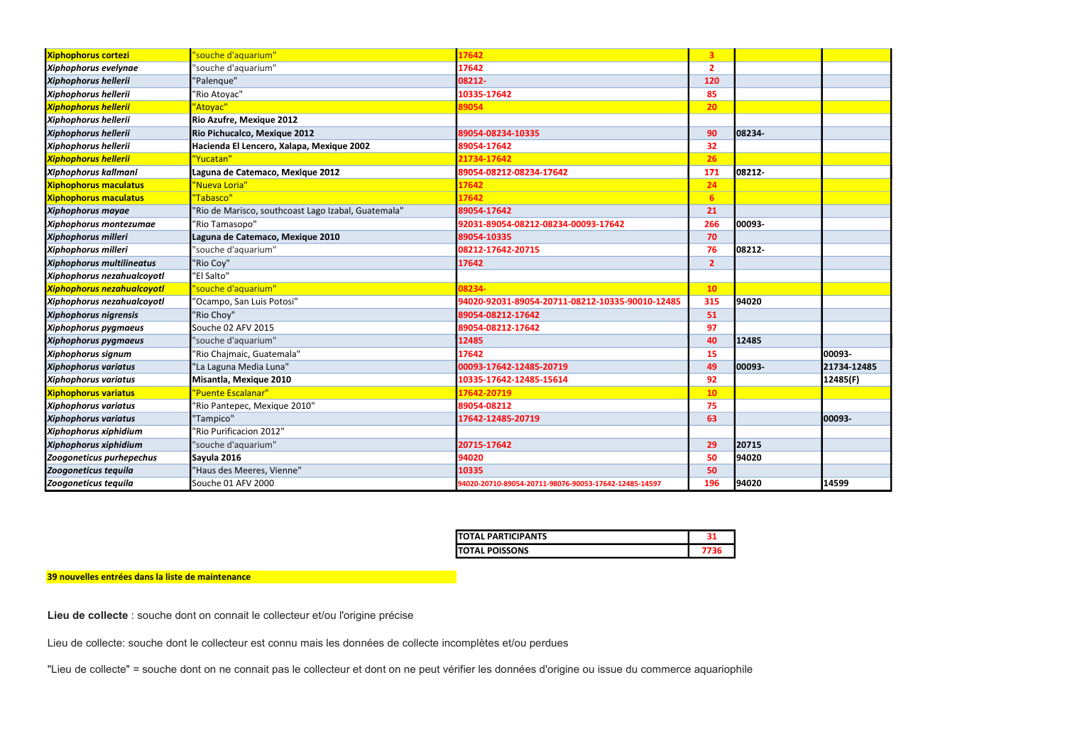| | | | | | |
|---|---|---|---|---|---|
| ***Xiphophorus cortezi*** | "souche d'aquarium" | 17642 | 3 | | |
| ***Xiphophorus evelynae*** | "souche d'aquarium" | 17642 | 2 | | |
| ***Xiphophorus hellerii*** | "Palenque" | 08212- | 120 | | |
| ***Xiphophorus hellerii*** | "Rio Atoyac" | 10335-17642 | 85 | | |
| ***Xiphophorus hellerii*** | "Atoyac" | 89054 | 20 | | |
| ***Xiphophorus hellerii*** | **Rio Azufre, Mexique 2012** | | | | |
| ***Xiphophorus hellerii*** | **Rio Pichucalco, Mexique 2012** | 89054-08234-10335 | 90 | 08234- | |
| ***Xiphophorus hellerii*** | **Hacienda El Lencero, Xalapa, Mexique 2002** | 89054-17642 | 32 | | |
| ***Xiphophorus hellerii*** | "Yucatan" | 21734-17642 | 26 | | |
| ***Xiphophorus kallmani*** | **Laguna de Catemaco, Mexique 2012** | 89054-08212-08234-17642 | 171 | 08212- | |
| ***Xiphophorus maculatus*** | "Nueva Loria" | 17642 | 24 | | |
| ***Xiphophorus maculatus*** | "Tabasco" | 17642 | 6 | | |
| ***Xiphophorus mayae*** | "Rio de Marisco, southcoast Lago Izabal, Guatemala" | 89054-17642 | 21 | | |
| ***Xiphophorus montezumae*** | "Rio Tamasopo" | 92031-89054-08212-08234-00093-17642 | 266 | 00093- | |
| ***Xiphophorus milleri*** | **Laguna de Catemaco, Mexique 2010** | 89054-10335 | 70 | | |
| ***Xiphophorus milleri*** | "souche d'aquarium" | 08212-17642-20715 | 76 | 08212- | |
| ***Xiphophorus multilineatus*** | "Rio Coy" | 17642 | 2 | | |
| ***Xiphophorus nezahualcoyotl*** | "El Salto" | | | | |
| ***Xiphophorus nezahualcoyotl*** | "souche d'aquarium" | 08234- | 10 | | |
| ***Xiphophorus nezahualcoyotl*** | "Ocampo, San Luis Potosi" | 94020-92031-89054-20711-08212-10335-90010-12485 | 315 | 94020 | |
| ***Xiphophorus nigrensis*** | "Rio Choy" | 89054-08212-17642 | 51 | | |
| ***Xiphophorus pygmaeus*** | Souche 02 AFV 2015 | 89054-08212-17642 | 97 | | |
| ***Xiphophorus pygmaeus*** | "souche d'aquarium" | 12485 | 40 | 12485 | |
| ***Xiphophorus signum*** | "Rio Chajmaic, Guatemala" | 17642 | 15 | | 00093- |
| ***Xiphophorus variatus*** | "La Laguna Media Luna" | 00093-17642-12485-20719 | 49 | 00093- | 21734-12485 |
| ***Xiphophorus variatus*** | **Misantla, Mexique 2010** | 10335-17642-12485-15614 | 92 | | 12485(F) |
| ***Xiphophorus variatus*** | "Puente Escalanar" | 17642-20719 | 10 | | |
| ***Xiphophorus variatus*** | "Rio Pantepec, Mexique 2010" | 89054-08212 | 75 | | |
| ***Xiphophorus variatus*** | "Tampico" | 17642-12485-20719 | 63 | | 00093- |
| ***Xiphophorus xiphidium*** | "Rio Purificacion 2012" | | | | |
| ***Xiphophorus xiphidium*** | "souche d'aquarium" | 20715-17642 | 29 | 20715 | |
| ***Zoogoneticus purhepechus*** | **Sayula 2016** | 94020 | 50 | 94020 | |
| ***Zoogoneticus tequila*** | "Haus des Meeres, Vienne" | 10335 | 50 | | |
| ***Zoogoneticus tequila*** | Souche 01 AFV 2000 | 94020-20710-89054-20711-98076-90053-17642-12485-14597 | 196 | 94020 | 14599 |

| | |
|---|---|
| **TOTAL PARTICIPANTS** | 31 |
| **TOTAL POISSONS** | 7736 |

**39 nouvelles entrées dans la liste de maintenance**

**Lieu de collecte** : souche dont on connait le collecteur et/ou l'origine précise

Lieu de collecte: souche dont le collecteur est connu mais les données de collecte incomplètes et/ou perdues

"Lieu de collecte" = souche dont on ne connait pas le collecteur et dont on ne peut vérifier les données d'origine ou issue du commerce aquariophile